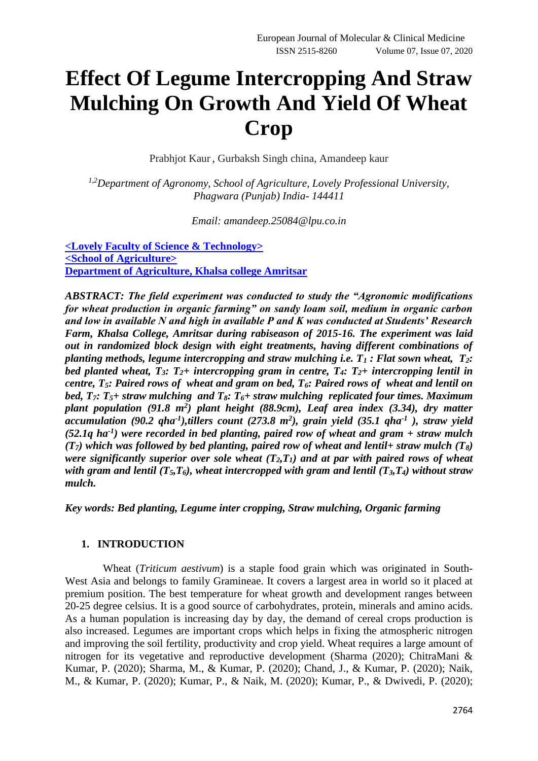# Effect Of Legume Intercropping And Straw Mulching On Growth And Yield Of Wheat Crop

Prabhjot Kaur , Gurbaksh Singh china, Amandeep kaur

[1,2]*Department of Agronomy, School of Agriculture, Lovely Professional University, Phagwara (Punjab) India- 144411*

*Email: amandeep.25084@lpu.co.in*

**<Lovely Faculty of Science & Technology>**
**<School of Agriculture>**
**Department of Agriculture, Khalsa college Amritsar**

***ABSTRACT: The field experiment was conducted to study the "Agronomic modifications for wheat production in organic farming" on sandy loam soil, medium in organic carbon and low in available N and high in available P and K was conducted at Students' Research Farm, Khalsa College, Amritsar during rabiseason of 2015-16. The experiment was laid out in randomized block design with eight treatments, having different combinations of planting methods, legume intercropping and straw mulching i.e. $T_1$ : Flat sown wheat, $T_2$: bed planted wheat, $T_3$: $T_2$+ intercropping gram in centre, $T_4$: $T_2$+ intercropping lentil in centre, $T_5$: Paired rows of wheat and gram on bed, $T_6$: Paired rows of wheat and lentil on bed, $T_7$: $T_5$+ straw mulching and $T_8$: $T_6$+ straw mulching replicated four times. Maximum plant population (91.8 $m^2$) plant height (88.9cm), Leaf area index (3.34), dry matter accumulation (90.2 $qha^{-1}$),tillers count (273.8 $m^2$), grain yield (35.1 $qha^{-1}$ ), straw yield (52.1q $ha^{-1}$) were recorded in bed planting, paired row of wheat and gram + straw mulch ($T_7$) which was followed by bed planting, paired row of wheat and lentil+ straw mulch ($T_8$) were significantly superior over sole wheat ($T_2$,$T_1$) and at par with paired rows of wheat with gram and lentil ($T_5$,$T_6$), wheat intercropped with gram and lentil ($T_3$,$T_4$) without straw mulch.***

***Key words: Bed planting, Legume inter cropping, Straw mulching, Organic farming***

## 1. INTRODUCTION

Wheat (*Triticum aestivum*) is a staple food grain which was originated in South-West Asia and belongs to family Gramineae. It covers a largest area in world so it placed at premium position. The best temperature for wheat growth and development ranges between 20-25 degree celsius. It is a good source of carbohydrates, protein, minerals and amino acids. As a human population is increasing day by day, the demand of cereal crops production is also increased. Legumes are important crops which helps in fixing the atmospheric nitrogen and improving the soil fertility, productivity and crop yield. Wheat requires a large amount of nitrogen for its vegetative and reproductive development (Sharma (2020); ChitraMani & Kumar, P. (2020); Sharma, M., & Kumar, P. (2020); Chand, J., & Kumar, P. (2020); Naik, M., & Kumar, P. (2020); Kumar, P., & Naik, M. (2020); Kumar, P., & Dwivedi, P. (2020);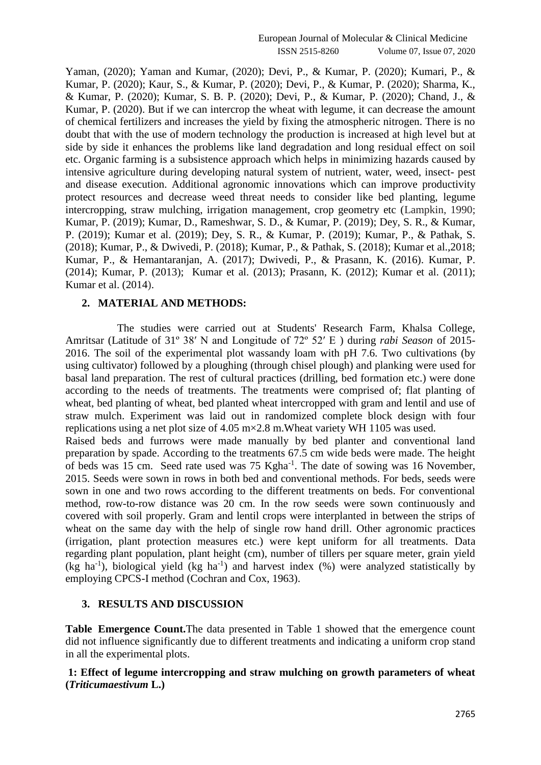Yaman, (2020); Yaman and Kumar, (2020); Devi, P., & Kumar, P. (2020); Kumari, P., & Kumar, P. (2020); Kaur, S., & Kumar, P. (2020); Devi, P., & Kumar, P. (2020); Sharma, K., & Kumar, P. (2020); Kumar, S. B. P. (2020); Devi, P., & Kumar, P. (2020); Chand, J., & Kumar, P. (2020). But if we can intercrop the wheat with legume, it can decrease the amount of chemical fertilizers and increases the yield by fixing the atmospheric nitrogen. There is no doubt that with the use of modern technology the production is increased at high level but at side by side it enhances the problems like land degradation and long residual effect on soil etc. Organic farming is a subsistence approach which helps in minimizing hazards caused by intensive agriculture during developing natural system of nutrient, water, weed, insect- pest and disease execution. Additional agronomic innovations which can improve productivity protect resources and decrease weed threat needs to consider like bed planting, legume intercropping, straw mulching, irrigation management, crop geometry etc (Lampkin, 1990; Kumar, P. (2019); Kumar, D., Rameshwar, S. D., & Kumar, P. (2019); Dey, S. R., & Kumar, P. (2019); Kumar et al. (2019); Dey, S. R., & Kumar, P. (2019); Kumar, P., & Pathak, S. (2018); Kumar, P., & Dwivedi, P. (2018); Kumar, P., & Pathak, S. (2018); Kumar et al.,2018; Kumar, P., & Hemantaranjan, A. (2017); Dwivedi, P., & Prasann, K. (2016). Kumar, P. (2014); Kumar, P. (2013); Kumar et al. (2013); Prasann, K. (2012); Kumar et al. (2011); Kumar et al. (2014).

## 2. MATERIAL AND METHODS:

The studies were carried out at Students' Research Farm, Khalsa College, Amritsar (Latitude of 31º 38′ N and Longitude of 72º 52′ E ) during *rabi Season* of 2015-2016. The soil of the experimental plot wassandy loam with pH 7.6. Two cultivations (by using cultivator) followed by a ploughing (through chisel plough) and planking were used for basal land preparation. The rest of cultural practices (drilling, bed formation etc.) were done according to the needs of treatments. The treatments were comprised of; flat planting of wheat, bed planting of wheat, bed planted wheat intercropped with gram and lentil and use of straw mulch. Experiment was laid out in randomized complete block design with four replications using a net plot size of 4.05 m×2.8 m.Wheat variety WH 1105 was used.

Raised beds and furrows were made manually by bed planter and conventional land preparation by spade. According to the treatments 67.5 cm wide beds were made. The height of beds was 15 cm. Seed rate used was 75 Kgha$^{-1}$. The date of sowing was 16 November, 2015. Seeds were sown in rows in both bed and conventional methods. For beds, seeds were sown in one and two rows according to the different treatments on beds. For conventional method, row-to-row distance was 20 cm. In the row seeds were sown continuously and covered with soil properly. Gram and lentil crops were interplanted in between the strips of wheat on the same day with the help of single row hand drill. Other agronomic practices (irrigation, plant protection measures etc.) were kept uniform for all treatments. Data regarding plant population, plant height (cm), number of tillers per square meter, grain yield (kg ha$^{-1}$), biological yield (kg ha$^{-1}$) and harvest index (%) were analyzed statistically by employing CPCS-I method (Cochran and Cox, 1963).

## 3. RESULTS AND DISCUSSION

**Table Emergence Count.**The data presented in Table 1 showed that the emergence count did not influence significantly due to different treatments and indicating a uniform crop stand in all the experimental plots.

**1: Effect of legume intercropping and straw mulching on growth parameters of wheat (*Triticumaestivum* L.)**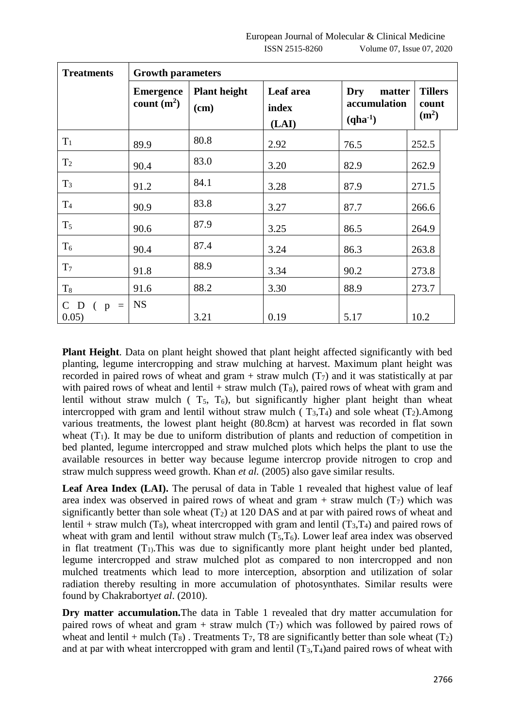| Treatments | Growth parameters | | | | |
|---|---|---|---|---|---|
| | Emergence count ($m^2$) | Plant height (cm) | Leaf area index (LAI) | Dry matter accumulation ($qha^{-1}$) | Tillers count ($m^2$) |
| $T_1$ | 89.9 | 80.8 | 2.92 | 76.5 | 252.5 |
| $T_2$ | 90.4 | 83.0 | 3.20 | 82.9 | 262.9 |
| $T_3$ | 91.2 | 84.1 | 3.28 | 87.9 | 271.5 |
| $T_4$ | 90.9 | 83.8 | 3.27 | 87.7 | 266.6 |
| $T_5$ | 90.6 | 87.9 | 3.25 | 86.5 | 264.9 |
| $T_6$ | 90.4 | 87.4 | 3.24 | 86.3 | 263.8 |
| $T_7$ | 91.8 | 88.9 | 3.34 | 90.2 | 273.8 |
| $T_8$ | 91.6 | 88.2 | 3.30 | 88.9 | 273.7 |
| C D ( $p = 0.05$) | NS | 3.21 | 0.19 | 5.17 | 10.2 |

**Plant Height**. Data on plant height showed that plant height affected significantly with bed planting, legume intercropping and straw mulching at harvest. Maximum plant height was recorded in paired rows of wheat and gram + straw mulch ($T_7$) and it was statistically at par with paired rows of wheat and lentil + straw mulch ($T_8$), paired rows of wheat with gram and lentil without straw mulch ( $T_5$, $T_6$), but significantly higher plant height than wheat intercropped with gram and lentil without straw mulch ( $T_3$,$T_4$) and sole wheat ($T_2$).Among various treatments, the lowest plant height (80.8cm) at harvest was recorded in flat sown wheat ($T_1$). It may be due to uniform distribution of plants and reduction of competition in bed planted, legume intercropped and straw mulched plots which helps the plant to use the available resources in better way because legume intercrop provide nitrogen to crop and straw mulch suppress weed growth. Khan *et al.* (2005) also gave similar results.

**Leaf Area Index (LAI).** The perusal of data in Table 1 revealed that highest value of leaf area index was observed in paired rows of wheat and gram + straw mulch ($T_7$) which was significantly better than sole wheat ($T_2$) at 120 DAS and at par with paired rows of wheat and lentil + straw mulch ($T_8$), wheat intercropped with gram and lentil ($T_3$,$T_4$) and paired rows of wheat with gram and lentil without straw mulch ($T_5$,$T_6$). Lower leaf area index was observed in flat treatment ($T_1$).This was due to significantly more plant height under bed planted, legume intercropped and straw mulched plot as compared to non intercropped and non mulched treatments which lead to more interception, absorption and utilization of solar radiation thereby resulting in more accumulation of photosynthates. Similar results were found by Chakraborty*et al*. (2010).

**Dry matter accumulation.**The data in Table 1 revealed that dry matter accumulation for paired rows of wheat and gram + straw mulch ($T_7$) which was followed by paired rows of wheat and lentil + mulch ($T_8$) . Treatments $T_7$, T8 are significantly better than sole wheat ($T_2$) and at par with wheat intercropped with gram and lentil ($T_3$,$T_4$)and paired rows of wheat with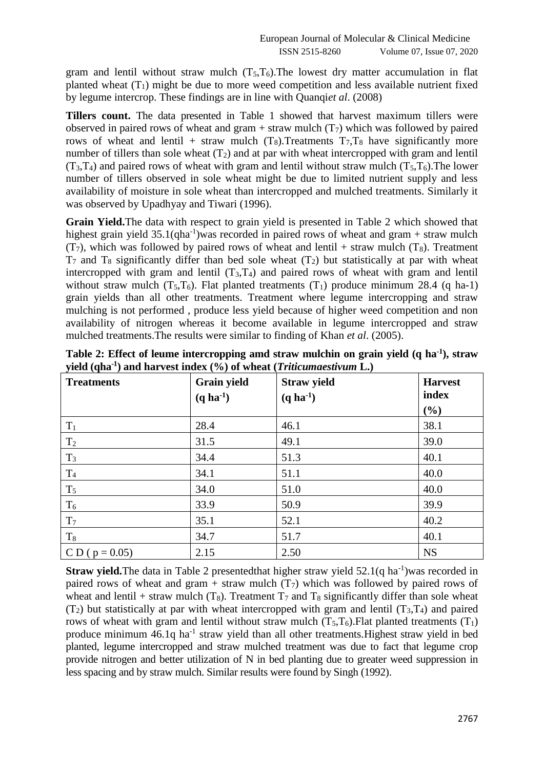gram and lentil without straw mulch ($T_5$,$T_6$).The lowest dry matter accumulation in flat planted wheat ($T_1$) might be due to more weed competition and less available nutrient fixed by legume intercrop. These findings are in line with Quanqi*et al*. (2008)

**Tillers count.** The data presented in Table 1 showed that harvest maximum tillers were observed in paired rows of wheat and gram + straw mulch ($T_7$) which was followed by paired rows of wheat and lentil + straw mulch ($T_8$).Treatments $T_7$,$T_8$ have significantly more number of tillers than sole wheat ($T_2$) and at par with wheat intercropped with gram and lentil ($T_3$,$T_4$) and paired rows of wheat with gram and lentil without straw mulch ($T_5$,$T_6$).The lower number of tillers observed in sole wheat might be due to limited nutrient supply and less availability of moisture in sole wheat than intercropped and mulched treatments. Similarly it was observed by Upadhyay and Tiwari (1996).

**Grain Yield.**The data with respect to grain yield is presented in Table 2 which showed that highest grain yield 35.1(q$ha^{-1}$)was recorded in paired rows of wheat and gram + straw mulch ($T_7$), which was followed by paired rows of wheat and lentil + straw mulch ($T_8$). Treatment $T_7$ and $T_8$ significantly differ than bed sole wheat ($T_2$) but statistically at par with wheat intercropped with gram and lentil ($T_3$,$T_4$) and paired rows of wheat with gram and lentil without straw mulch ($T_5$,$T_6$). Flat planted treatments ($T_1$) produce minimum 28.4 (q ha-1) grain yields than all other treatments. Treatment where legume intercropping and straw mulching is not performed , produce less yield because of higher weed competition and non availability of nitrogen whereas it become available in legume intercropped and straw mulched treatments.The results were similar to finding of Khan *et al*. (2005).

**Table 2: Effect of leume intercropping amd straw mulchin on grain yield (q $ha^{-1}$), straw yield (q$ha^{-1}$) and harvest index (%) of wheat (*Triticumaestivum* L.)**

| Treatments | Grain yield (q $ha^{-1}$) | Straw yield (q $ha^{-1}$) | Harvest index (%) |
|---|---|---|---|
| $T_1$ | 28.4 | 46.1 | 38.1 |
| $T_2$ | 31.5 | 49.1 | 39.0 |
| $T_3$ | 34.4 | 51.3 | 40.1 |
| $T_4$ | 34.1 | 51.1 | 40.0 |
| $T_5$ | 34.0 | 51.0 | 40.0 |
| $T_6$ | 33.9 | 50.9 | 39.9 |
| $T_7$ | 35.1 | 52.1 | 40.2 |
| $T_8$ | 34.7 | 51.7 | 40.1 |
| C D ( $p = 0.05$) | 2.15 | 2.50 | NS |

**Straw yield.**The data in Table 2 presentedthat higher straw yield 52.1(q $ha^{-1}$)was recorded in paired rows of wheat and gram + straw mulch ($T_7$) which was followed by paired rows of wheat and lentil + straw mulch ($T_8$). Treatment $T_7$ and $T_8$ significantly differ than sole wheat ($T_2$) but statistically at par with wheat intercropped with gram and lentil ($T_3$,$T_4$) and paired rows of wheat with gram and lentil without straw mulch ($T_5$,$T_6$).Flat planted treatments ($T_1$) produce minimum 46.1q $ha^{-1}$ straw yield than all other treatments.Highest straw yield in bed planted, legume intercropped and straw mulched treatment was due to fact that legume crop provide nitrogen and better utilization of N in bed planting due to greater weed suppression in less spacing and by straw mulch. Similar results were found by Singh (1992).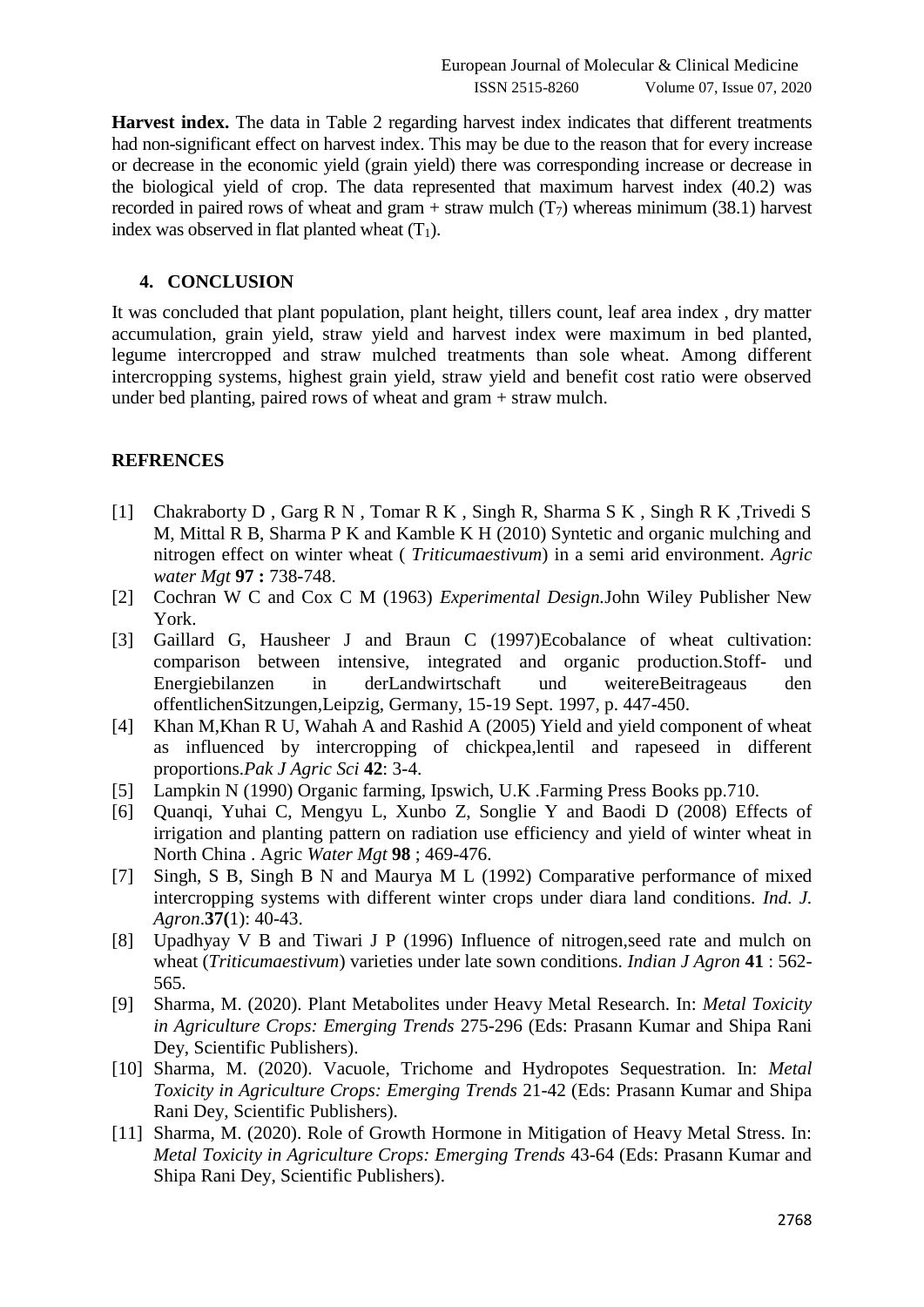**Harvest index.** The data in Table 2 regarding harvest index indicates that different treatments had non-significant effect on harvest index. This may be due to the reason that for every increase or decrease in the economic yield (grain yield) there was corresponding increase or decrease in the biological yield of crop. The data represented that maximum harvest index (40.2) was recorded in paired rows of wheat and gram + straw mulch ($T_7$) whereas minimum (38.1) harvest index was observed in flat planted wheat ($T_1$).

## 4. CONCLUSION

It was concluded that plant population, plant height, tillers count, leaf area index , dry matter accumulation, grain yield, straw yield and harvest index were maximum in bed planted, legume intercropped and straw mulched treatments than sole wheat. Among different intercropping systems, highest grain yield, straw yield and benefit cost ratio were observed under bed planting, paired rows of wheat and gram + straw mulch.

## REFRENCES

[1] Chakraborty D , Garg R N , Tomar R K , Singh R, Sharma S K , Singh R K ,Trivedi S M, Mittal R B, Sharma P K and Kamble K H (2010) Syntetic and organic mulching and nitrogen effect on winter wheat ( *Triticumaestivum*) in a semi arid environment. *Agric water Mgt* **97 :** 738-748.

[2] Cochran W C and Cox C M (1963) *Experimental Design.*John Wiley Publisher New York.

[3] Gaillard G, Hausheer J and Braun C (1997)Ecobalance of wheat cultivation: comparison between intensive, integrated and organic production.Stoff- und Energiebilanzen in derLandwirtschaft und weitereBeitrageaus den offentlichenSitzungen,Leipzig, Germany, 15-19 Sept. 1997, p. 447-450.

[4] Khan M,Khan R U, Wahah A and Rashid A (2005) Yield and yield component of wheat as influenced by intercropping of chickpea,lentil and rapeseed in different proportions.*Pak J Agric Sci* **42**: 3-4.

[5] Lampkin N (1990) Organic farming, Ipswich, U.K .Farming Press Books pp.710.

[6] Quanqi, Yuhai C, Mengyu L, Xunbo Z, Songlie Y and Baodi D (2008) Effects of irrigation and planting pattern on radiation use efficiency and yield of winter wheat in North China . Agric *Water Mgt* **98** ; 469-476.

[7] Singh, S B, Singh B N and Maurya M L (1992) Comparative performance of mixed intercropping systems with different winter crops under diara land conditions. *Ind. J. Agron*.**37(**1): 40-43.

[8] Upadhyay V B and Tiwari J P (1996) Influence of nitrogen,seed rate and mulch on wheat (*Triticumaestivum*) varieties under late sown conditions. *Indian J Agron* **41** : 562-565.

[9] Sharma, M. (2020). Plant Metabolites under Heavy Metal Research. In: *Metal Toxicity in Agriculture Crops: Emerging Trends* 275-296 (Eds: Prasann Kumar and Shipa Rani Dey, Scientific Publishers).

[10] Sharma, M. (2020). Vacuole, Trichome and Hydropotes Sequestration. In: *Metal Toxicity in Agriculture Crops: Emerging Trends* 21-42 (Eds: Prasann Kumar and Shipa Rani Dey, Scientific Publishers).

[11] Sharma, M. (2020). Role of Growth Hormone in Mitigation of Heavy Metal Stress. In: *Metal Toxicity in Agriculture Crops: Emerging Trends* 43-64 (Eds: Prasann Kumar and Shipa Rani Dey, Scientific Publishers).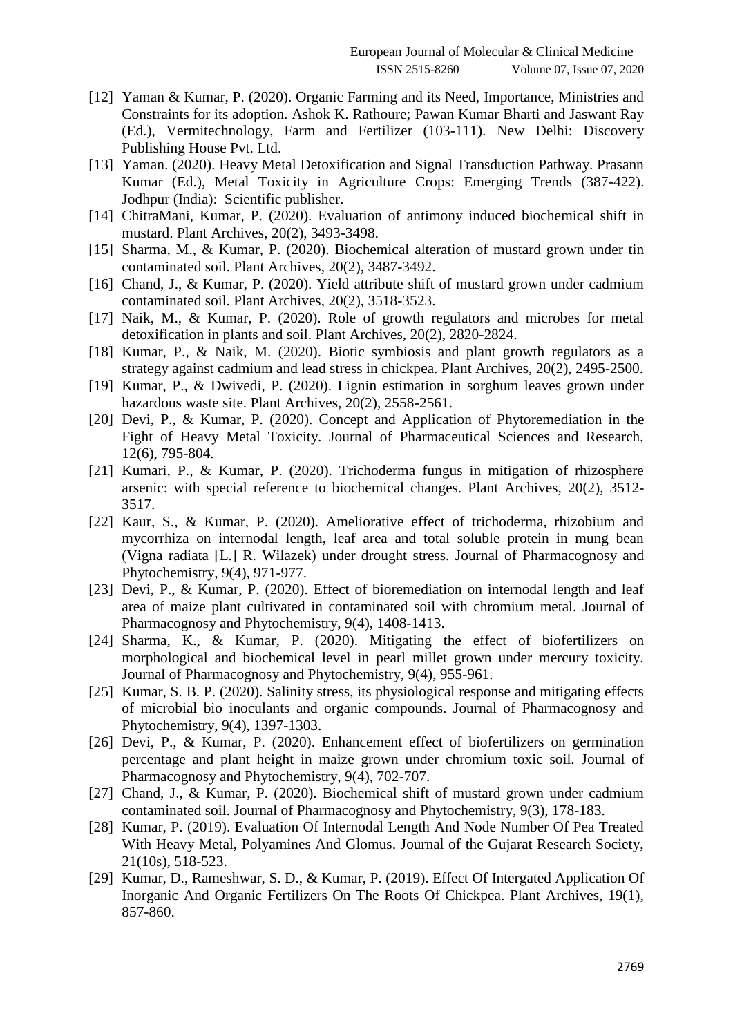[12] Yaman & Kumar, P. (2020). Organic Farming and its Need, Importance, Ministries and Constraints for its adoption. Ashok K. Rathoure; Pawan Kumar Bharti and Jaswant Ray (Ed.), Vermitechnology, Farm and Fertilizer (103-111). New Delhi: Discovery Publishing House Pvt. Ltd.

[13] Yaman. (2020). Heavy Metal Detoxification and Signal Transduction Pathway. Prasann Kumar (Ed.), Metal Toxicity in Agriculture Crops: Emerging Trends (387-422). Jodhpur (India): Scientific publisher.

[14] ChitraMani, Kumar, P. (2020). Evaluation of antimony induced biochemical shift in mustard. Plant Archives, 20(2), 3493-3498.

[15] Sharma, M., & Kumar, P. (2020). Biochemical alteration of mustard grown under tin contaminated soil. Plant Archives, 20(2), 3487-3492.

[16] Chand, J., & Kumar, P. (2020). Yield attribute shift of mustard grown under cadmium contaminated soil. Plant Archives, 20(2), 3518-3523.

[17] Naik, M., & Kumar, P. (2020). Role of growth regulators and microbes for metal detoxification in plants and soil. Plant Archives, 20(2), 2820-2824.

[18] Kumar, P., & Naik, M. (2020). Biotic symbiosis and plant growth regulators as a strategy against cadmium and lead stress in chickpea. Plant Archives, 20(2), 2495-2500.

[19] Kumar, P., & Dwivedi, P. (2020). Lignin estimation in sorghum leaves grown under hazardous waste site. Plant Archives, 20(2), 2558-2561.

[20] Devi, P., & Kumar, P. (2020). Concept and Application of Phytoremediation in the Fight of Heavy Metal Toxicity. Journal of Pharmaceutical Sciences and Research, 12(6), 795-804.

[21] Kumari, P., & Kumar, P. (2020). Trichoderma fungus in mitigation of rhizosphere arsenic: with special reference to biochemical changes. Plant Archives, 20(2), 3512-3517.

[22] Kaur, S., & Kumar, P. (2020). Ameliorative effect of trichoderma, rhizobium and mycorrhiza on internodal length, leaf area and total soluble protein in mung bean (Vigna radiata [L.] R. Wilazek) under drought stress. Journal of Pharmacognosy and Phytochemistry, 9(4), 971-977.

[23] Devi, P., & Kumar, P. (2020). Effect of bioremediation on internodal length and leaf area of maize plant cultivated in contaminated soil with chromium metal. Journal of Pharmacognosy and Phytochemistry, 9(4), 1408-1413.

[24] Sharma, K., & Kumar, P. (2020). Mitigating the effect of biofertilizers on morphological and biochemical level in pearl millet grown under mercury toxicity. Journal of Pharmacognosy and Phytochemistry, 9(4), 955-961.

[25] Kumar, S. B. P. (2020). Salinity stress, its physiological response and mitigating effects of microbial bio inoculants and organic compounds. Journal of Pharmacognosy and Phytochemistry, 9(4), 1397-1303.

[26] Devi, P., & Kumar, P. (2020). Enhancement effect of biofertilizers on germination percentage and plant height in maize grown under chromium toxic soil. Journal of Pharmacognosy and Phytochemistry, 9(4), 702-707.

[27] Chand, J., & Kumar, P. (2020). Biochemical shift of mustard grown under cadmium contaminated soil. Journal of Pharmacognosy and Phytochemistry, 9(3), 178-183.

[28] Kumar, P. (2019). Evaluation Of Internodal Length And Node Number Of Pea Treated With Heavy Metal, Polyamines And Glomus. Journal of the Gujarat Research Society, 21(10s), 518-523.

[29] Kumar, D., Rameshwar, S. D., & Kumar, P. (2019). Effect Of Intergated Application Of Inorganic And Organic Fertilizers On The Roots Of Chickpea. Plant Archives, 19(1), 857-860.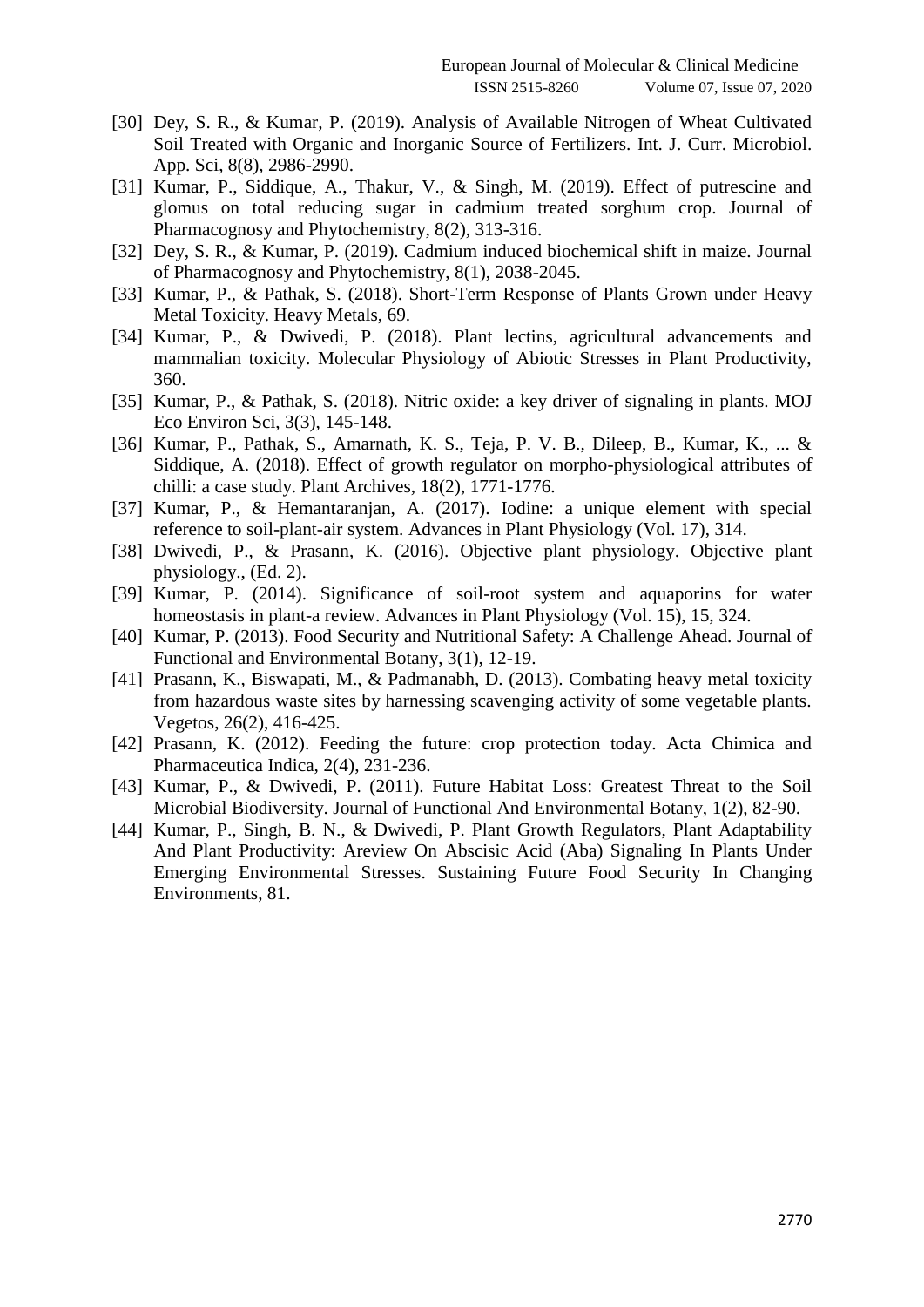[30] Dey, S. R., & Kumar, P. (2019). Analysis of Available Nitrogen of Wheat Cultivated Soil Treated with Organic and Inorganic Source of Fertilizers. Int. J. Curr. Microbiol. App. Sci, 8(8), 2986-2990.

[31] Kumar, P., Siddique, A., Thakur, V., & Singh, M. (2019). Effect of putrescine and glomus on total reducing sugar in cadmium treated sorghum crop. Journal of Pharmacognosy and Phytochemistry, 8(2), 313-316.

[32] Dey, S. R., & Kumar, P. (2019). Cadmium induced biochemical shift in maize. Journal of Pharmacognosy and Phytochemistry, 8(1), 2038-2045.

[33] Kumar, P., & Pathak, S. (2018). Short-Term Response of Plants Grown under Heavy Metal Toxicity. Heavy Metals, 69.

[34] Kumar, P., & Dwivedi, P. (2018). Plant lectins, agricultural advancements and mammalian toxicity. Molecular Physiology of Abiotic Stresses in Plant Productivity, 360.

[35] Kumar, P., & Pathak, S. (2018). Nitric oxide: a key driver of signaling in plants. MOJ Eco Environ Sci, 3(3), 145-148.

[36] Kumar, P., Pathak, S., Amarnath, K. S., Teja, P. V. B., Dileep, B., Kumar, K., ... & Siddique, A. (2018). Effect of growth regulator on morpho-physiological attributes of chilli: a case study. Plant Archives, 18(2), 1771-1776.

[37] Kumar, P., & Hemantaranjan, A. (2017). Iodine: a unique element with special reference to soil-plant-air system. Advances in Plant Physiology (Vol. 17), 314.

[38] Dwivedi, P., & Prasann, K. (2016). Objective plant physiology. Objective plant physiology., (Ed. 2).

[39] Kumar, P. (2014). Significance of soil-root system and aquaporins for water homeostasis in plant-a review. Advances in Plant Physiology (Vol. 15), 15, 324.

[40] Kumar, P. (2013). Food Security and Nutritional Safety: A Challenge Ahead. Journal of Functional and Environmental Botany, 3(1), 12-19.

[41] Prasann, K., Biswapati, M., & Padmanabh, D. (2013). Combating heavy metal toxicity from hazardous waste sites by harnessing scavenging activity of some vegetable plants. Vegetos, 26(2), 416-425.

[42] Prasann, K. (2012). Feeding the future: crop protection today. Acta Chimica and Pharmaceutica Indica, 2(4), 231-236.

[43] Kumar, P., & Dwivedi, P. (2011). Future Habitat Loss: Greatest Threat to the Soil Microbial Biodiversity. Journal of Functional And Environmental Botany, 1(2), 82-90.

[44] Kumar, P., Singh, B. N., & Dwivedi, P. Plant Growth Regulators, Plant Adaptability And Plant Productivity: Areview On Abscisic Acid (Aba) Signaling In Plants Under Emerging Environmental Stresses. Sustaining Future Food Security In Changing Environments, 81.